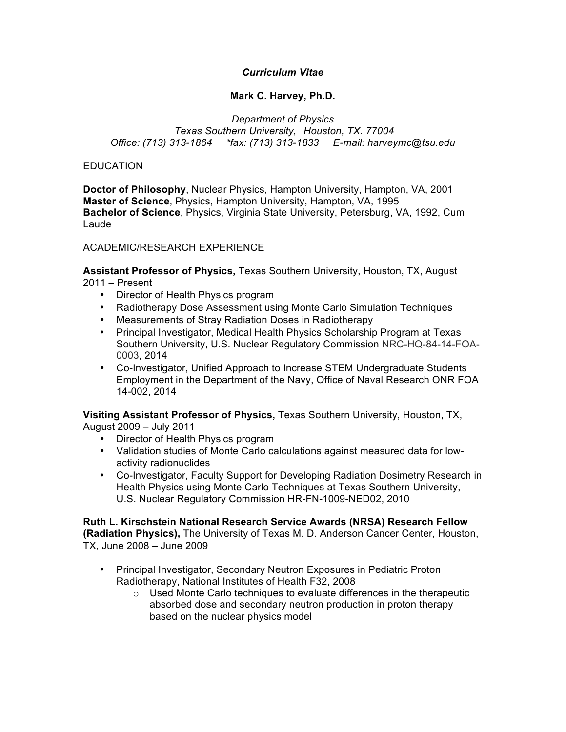*Curriculum Vitae*

**Mark C. Harvey, Ph.D.**

*Department of Physics*
*Texas Southern University, Houston, TX. 77004*
*Office: (713) 313-1864 *fax: (713) 313-1833 E-mail: harveymc@tsu.edu*

## EDUCATION

**Doctor of Philosophy**, Nuclear Physics, Hampton University, Hampton, VA, 2001
**Master of Science**, Physics, Hampton University, Hampton, VA, 1995
**Bachelor of Science**, Physics, Virginia State University, Petersburg, VA, 1992, Cum Laude

## ACADEMIC/RESEARCH EXPERIENCE

**Assistant Professor of Physics,** Texas Southern University, Houston, TX, August 2011 – Present

- Director of Health Physics program
- Radiotherapy Dose Assessment using Monte Carlo Simulation Techniques
- Measurements of Stray Radiation Doses in Radiotherapy
- Principal Investigator, Medical Health Physics Scholarship Program at Texas Southern University, U.S. Nuclear Regulatory Commission NRC-HQ-84-14-FOA-0003, 2014
- Co-Investigator, Unified Approach to Increase STEM Undergraduate Students Employment in the Department of the Navy, Office of Naval Research ONR FOA 14-002, 2014

**Visiting Assistant Professor of Physics,** Texas Southern University, Houston, TX, August 2009 – July 2011

- Director of Health Physics program
- Validation studies of Monte Carlo calculations against measured data for low-activity radionuclides
- Co-Investigator, Faculty Support for Developing Radiation Dosimetry Research in Health Physics using Monte Carlo Techniques at Texas Southern University, U.S. Nuclear Regulatory Commission HR-FN-1009-NED02, 2010

**Ruth L. Kirschstein National Research Service Awards (NRSA) Research Fellow (Radiation Physics),** The University of Texas M. D. Anderson Cancer Center, Houston, TX, June 2008 – June 2009

- Principal Investigator, Secondary Neutron Exposures in Pediatric Proton Radiotherapy, National Institutes of Health F32, 2008
  - Used Monte Carlo techniques to evaluate differences in the therapeutic absorbed dose and secondary neutron production in proton therapy based on the nuclear physics model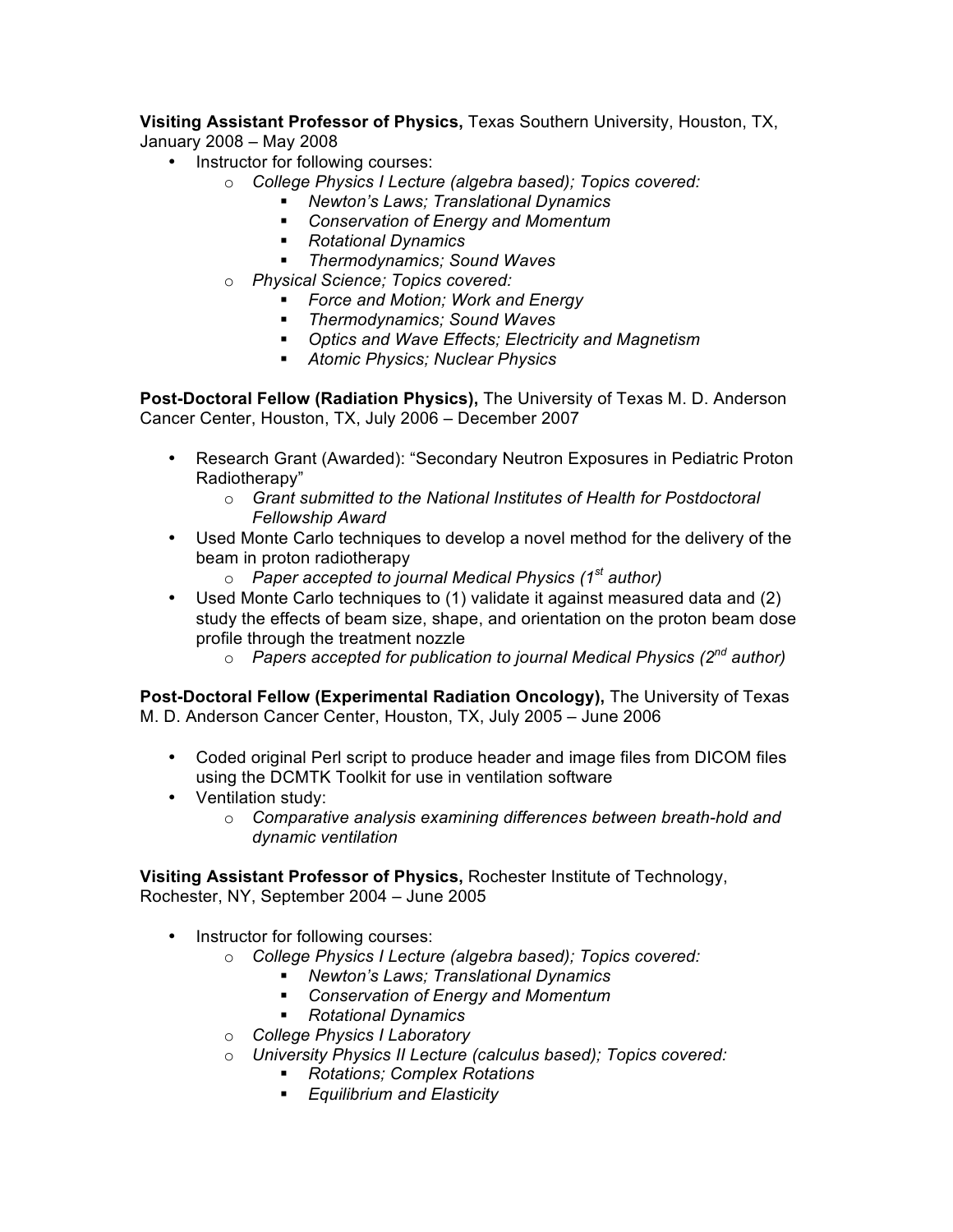**Visiting Assistant Professor of Physics,** Texas Southern University, Houston, TX, January 2008 – May 2008

- Instructor for following courses:
  - *College Physics I Lecture (algebra based); Topics covered:*
    - *Newton's Laws; Translational Dynamics*
    - *Conservation of Energy and Momentum*
    - *Rotational Dynamics*
    - *Thermodynamics; Sound Waves*
  - *Physical Science; Topics covered:*
    - *Force and Motion; Work and Energy*
    - *Thermodynamics; Sound Waves*
    - *Optics and Wave Effects; Electricity and Magnetism*
    - *Atomic Physics; Nuclear Physics*

**Post-Doctoral Fellow (Radiation Physics),** The University of Texas M. D. Anderson Cancer Center, Houston, TX, July 2006 – December 2007

- Research Grant (Awarded): "Secondary Neutron Exposures in Pediatric Proton Radiotherapy"
  - *Grant submitted to the National Institutes of Health for Postdoctoral Fellowship Award*
- Used Monte Carlo techniques to develop a novel method for the delivery of the beam in proton radiotherapy
  - *Paper accepted to journal Medical Physics (1st author)*
- Used Monte Carlo techniques to (1) validate it against measured data and (2) study the effects of beam size, shape, and orientation on the proton beam dose profile through the treatment nozzle
  - *Papers accepted for publication to journal Medical Physics (2nd author)*

**Post-Doctoral Fellow (Experimental Radiation Oncology),** The University of Texas M. D. Anderson Cancer Center, Houston, TX, July 2005 – June 2006

- Coded original Perl script to produce header and image files from DICOM files using the DCMTK Toolkit for use in ventilation software
- Ventilation study:
  - *Comparative analysis examining differences between breath-hold and dynamic ventilation*

**Visiting Assistant Professor of Physics,** Rochester Institute of Technology, Rochester, NY, September 2004 – June 2005

- Instructor for following courses:
  - *College Physics I Lecture (algebra based); Topics covered:*
    - *Newton's Laws; Translational Dynamics*
    - *Conservation of Energy and Momentum*
    - *Rotational Dynamics*
  - *College Physics I Laboratory*
  - *University Physics II Lecture (calculus based); Topics covered:*
    - *Rotations; Complex Rotations*
    - *Equilibrium and Elasticity*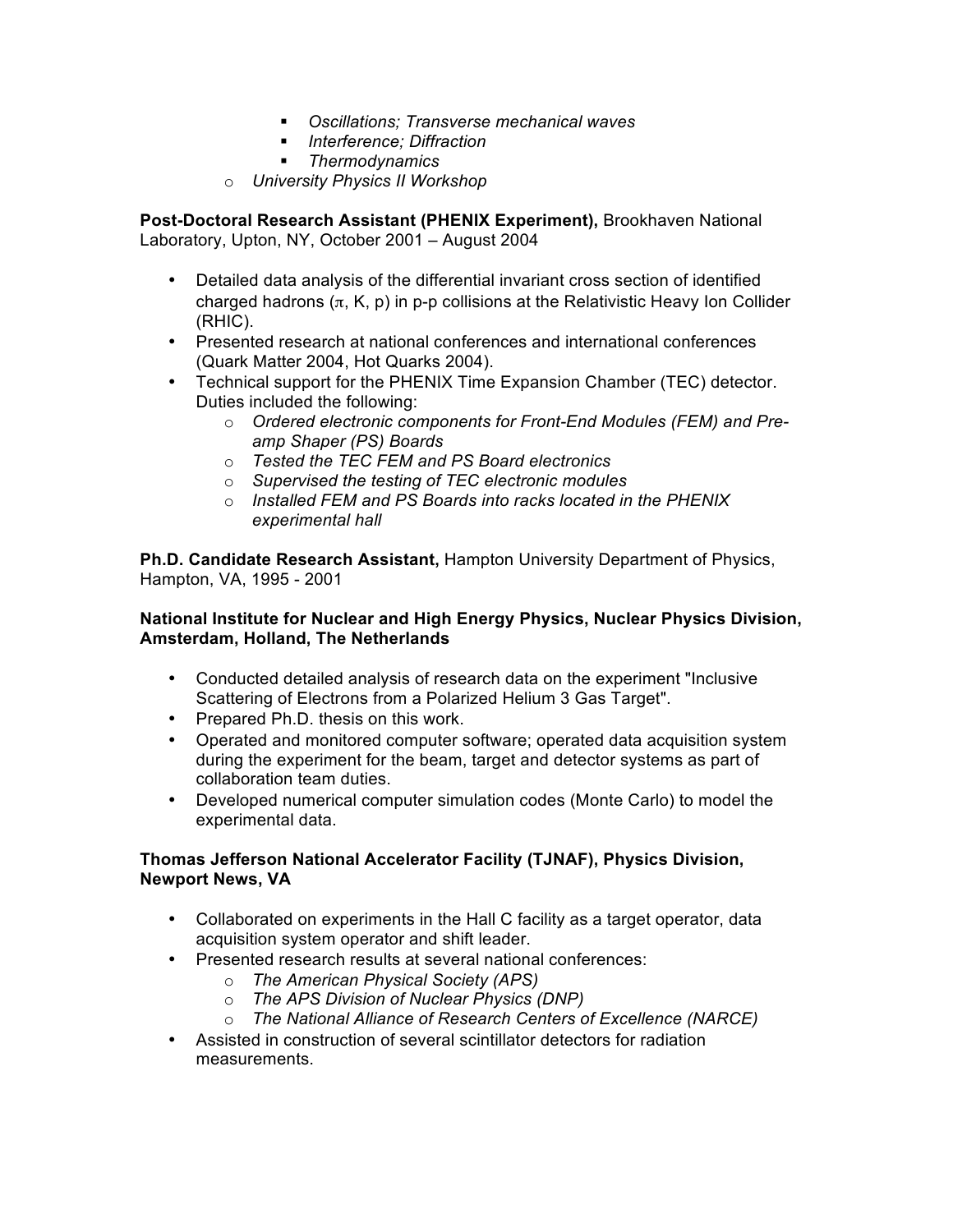- *Oscillations; Transverse mechanical waves*
        - *Interference; Diffraction*
        - *Thermodynamics*
    - *University Physics II Workshop*

**Post-Doctoral Research Assistant (PHENIX Experiment),** Brookhaven National Laboratory, Upton, NY, October 2001 – August 2004

- Detailed data analysis of the differential invariant cross section of identified charged hadrons ($\pi$, K, p) in p-p collisions at the Relativistic Heavy Ion Collider (RHIC).
- Presented research at national conferences and international conferences (Quark Matter 2004, Hot Quarks 2004).
- Technical support for the PHENIX Time Expansion Chamber (TEC) detector. Duties included the following:
    - *Ordered electronic components for Front-End Modules (FEM) and Pre-amp Shaper (PS) Boards*
    - *Tested the TEC FEM and PS Board electronics*
    - *Supervised the testing of TEC electronic modules*
    - *Installed FEM and PS Boards into racks located in the PHENIX experimental hall*

**Ph.D. Candidate Research Assistant,** Hampton University Department of Physics, Hampton, VA, 1995 - 2001

**National Institute for Nuclear and High Energy Physics, Nuclear Physics Division, Amsterdam, Holland, The Netherlands**

- Conducted detailed analysis of research data on the experiment "Inclusive Scattering of Electrons from a Polarized Helium 3 Gas Target".
- Prepared Ph.D. thesis on this work.
- Operated and monitored computer software; operated data acquisition system during the experiment for the beam, target and detector systems as part of collaboration team duties.
- Developed numerical computer simulation codes (Monte Carlo) to model the experimental data.

**Thomas Jefferson National Accelerator Facility (TJNAF), Physics Division, Newport News, VA**

- Collaborated on experiments in the Hall C facility as a target operator, data acquisition system operator and shift leader.
- Presented research results at several national conferences:
    - *The American Physical Society (APS)*
    - *The APS Division of Nuclear Physics (DNP)*
    - *The National Alliance of Research Centers of Excellence (NARCE)*
- Assisted in construction of several scintillator detectors for radiation measurements.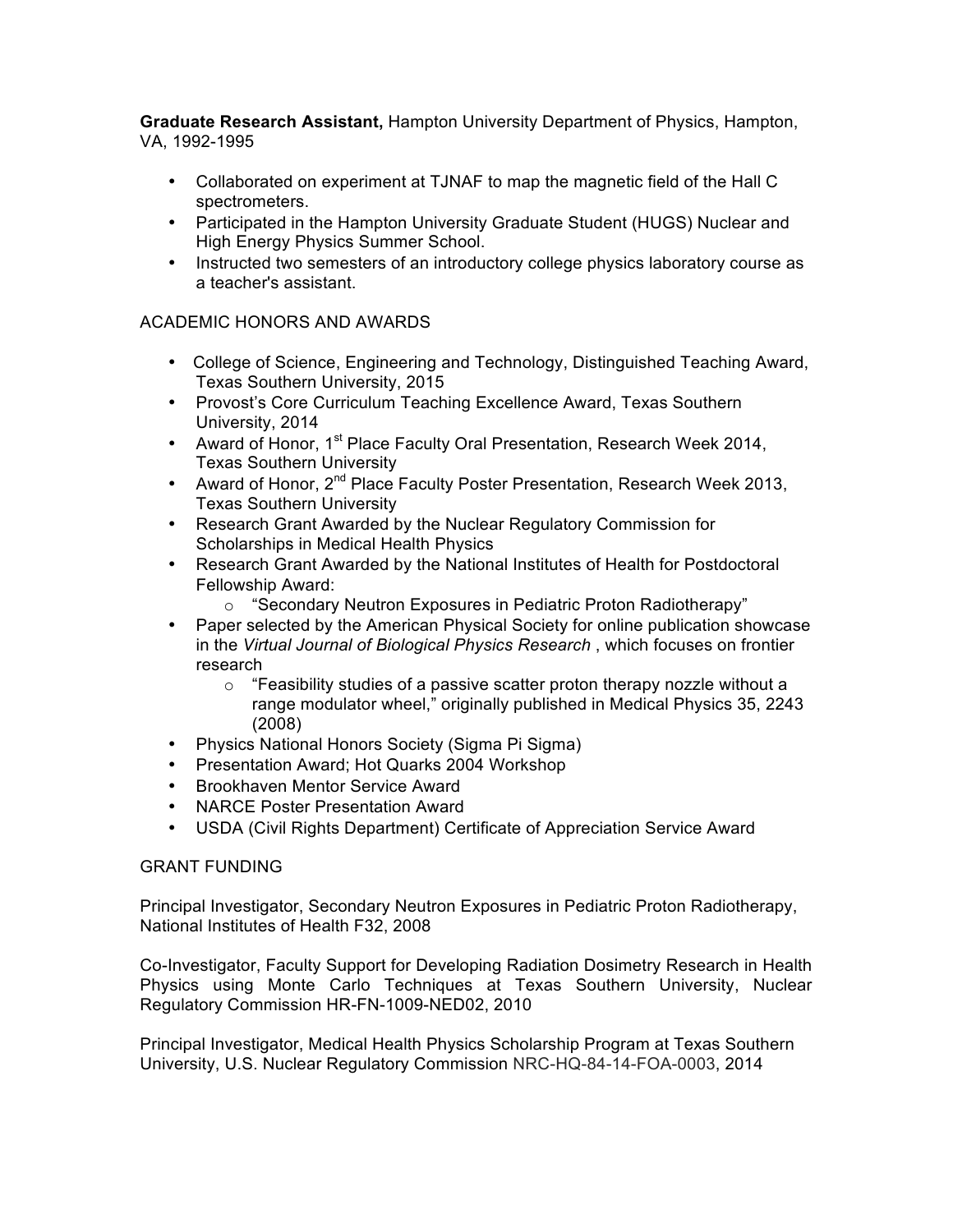**Graduate Research Assistant,** Hampton University Department of Physics, Hampton, VA, 1992-1995

- Collaborated on experiment at TJNAF to map the magnetic field of the Hall C spectrometers.
- Participated in the Hampton University Graduate Student (HUGS) Nuclear and High Energy Physics Summer School.
- Instructed two semesters of an introductory college physics laboratory course as a teacher's assistant.

ACADEMIC HONORS AND AWARDS

- College of Science, Engineering and Technology, Distinguished Teaching Award, Texas Southern University, 2015
- Provost's Core Curriculum Teaching Excellence Award, Texas Southern University, 2014
- Award of Honor, 1st Place Faculty Oral Presentation, Research Week 2014, Texas Southern University
- Award of Honor, 2nd Place Faculty Poster Presentation, Research Week 2013, Texas Southern University
- Research Grant Awarded by the Nuclear Regulatory Commission for Scholarships in Medical Health Physics
- Research Grant Awarded by the National Institutes of Health for Postdoctoral Fellowship Award:
    - "Secondary Neutron Exposures in Pediatric Proton Radiotherapy"
- Paper selected by the American Physical Society for online publication showcase in the *Virtual Journal of Biological Physics Research* , which focuses on frontier research
    - "Feasibility studies of a passive scatter proton therapy nozzle without a range modulator wheel," originally published in Medical Physics 35, 2243 (2008)
- Physics National Honors Society (Sigma Pi Sigma)
- Presentation Award; Hot Quarks 2004 Workshop
- Brookhaven Mentor Service Award
- NARCE Poster Presentation Award
- USDA (Civil Rights Department) Certificate of Appreciation Service Award

GRANT FUNDING

Principal Investigator, Secondary Neutron Exposures in Pediatric Proton Radiotherapy, National Institutes of Health F32, 2008

Co-Investigator, Faculty Support for Developing Radiation Dosimetry Research in Health Physics using Monte Carlo Techniques at Texas Southern University, Nuclear Regulatory Commission HR-FN-1009-NED02, 2010

Principal Investigator, Medical Health Physics Scholarship Program at Texas Southern University, U.S. Nuclear Regulatory Commission NRC-HQ-84-14-FOA-0003, 2014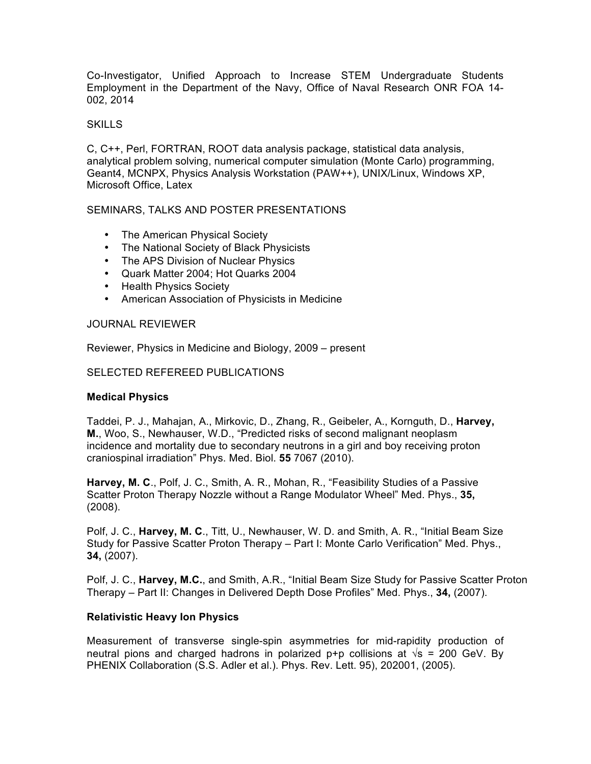Co-Investigator, Unified Approach to Increase STEM Undergraduate Students Employment in the Department of the Navy, Office of Naval Research ONR FOA 14-002, 2014

SKILLS

C, C++, Perl, FORTRAN, ROOT data analysis package, statistical data analysis, analytical problem solving, numerical computer simulation (Monte Carlo) programming, Geant4, MCNPX, Physics Analysis Workstation (PAW++), UNIX/Linux, Windows XP, Microsoft Office, Latex

SEMINARS, TALKS AND POSTER PRESENTATIONS

- The American Physical Society
- The National Society of Black Physicists
- The APS Division of Nuclear Physics
- Quark Matter 2004; Hot Quarks 2004
- Health Physics Society
- American Association of Physicists in Medicine

JOURNAL REVIEWER

Reviewer, Physics in Medicine and Biology, 2009 – present

SELECTED REFEREED PUBLICATIONS

**Medical Physics**

Taddei, P. J., Mahajan, A., Mirkovic, D., Zhang, R., Geibeler, A., Kornguth, D., **Harvey, M.**, Woo, S., Newhauser, W.D., "Predicted risks of second malignant neoplasm incidence and mortality due to secondary neutrons in a girl and boy receiving proton craniospinal irradiation" Phys. Med. Biol. **55** 7067 (2010).

**Harvey, M. C**., Polf, J. C., Smith, A. R., Mohan, R., "Feasibility Studies of a Passive Scatter Proton Therapy Nozzle without a Range Modulator Wheel" Med. Phys., **35,** (2008).

Polf, J. C., **Harvey, M. C**., Titt, U., Newhauser, W. D. and Smith, A. R., "Initial Beam Size Study for Passive Scatter Proton Therapy – Part I: Monte Carlo Verification" Med. Phys., **34,** (2007).

Polf, J. C., **Harvey, M.C.**, and Smith, A.R., "Initial Beam Size Study for Passive Scatter Proton Therapy – Part II: Changes in Delivered Depth Dose Profiles" Med. Phys., **34,** (2007).

**Relativistic Heavy Ion Physics**

Measurement of transverse single-spin asymmetries for mid-rapidity production of neutral pions and charged hadrons in polarized p+p collisions at $\sqrt{s}$ = 200 GeV. By PHENIX Collaboration (S.S. Adler et al.). Phys. Rev. Lett. 95), 202001, (2005).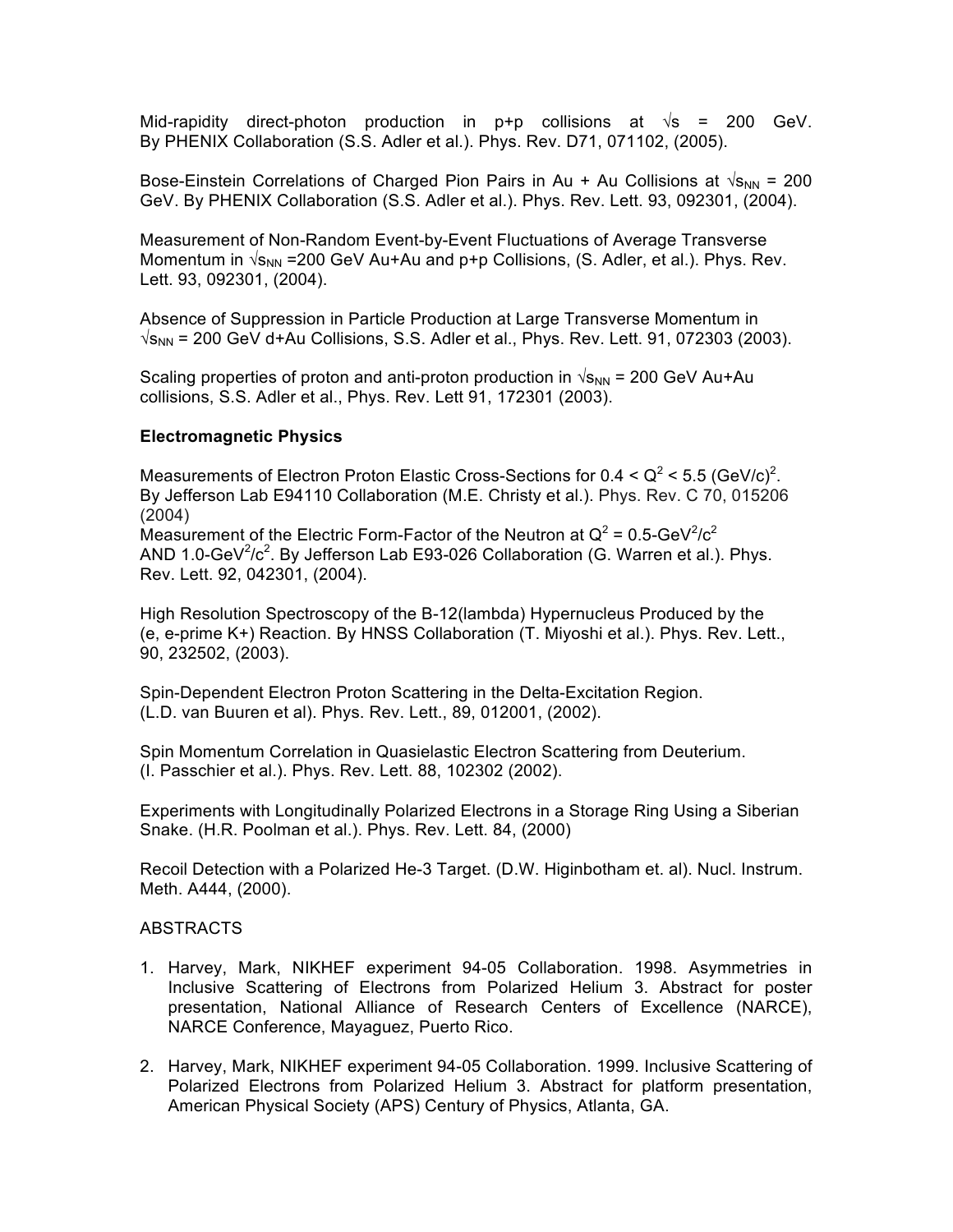Mid-rapidity direct-photon production in p+p collisions at $\sqrt{s}$ = 200 GeV. By PHENIX Collaboration (S.S. Adler et al.). Phys. Rev. D71, 071102, (2005).

Bose-Einstein Correlations of Charged Pion Pairs in Au + Au Collisions at $\sqrt{s_{NN}}$ = 200 GeV. By PHENIX Collaboration (S.S. Adler et al.). Phys. Rev. Lett. 93, 092301, (2004).

Measurement of Non-Random Event-by-Event Fluctuations of Average Transverse Momentum in $\sqrt{s_{NN}}$ =200 GeV Au+Au and p+p Collisions, (S. Adler, et al.). Phys. Rev. Lett. 93, 092301, (2004).

Absence of Suppression in Particle Production at Large Transverse Momentum in $\sqrt{s_{NN}}$ = 200 GeV d+Au Collisions, S.S. Adler et al., Phys. Rev. Lett. 91, 072303 (2003).

Scaling properties of proton and anti-proton production in $\sqrt{s_{NN}}$ = 200 GeV Au+Au collisions, S.S. Adler et al., Phys. Rev. Lett 91, 172301 (2003).

**Electromagnetic Physics**

Measurements of Electron Proton Elastic Cross-Sections for 0.4 < $Q^2$ < 5.5 $(GeV/c)^2$. By Jefferson Lab E94110 Collaboration (M.E. Christy et al.). Phys. Rev. C 70, 015206 (2004)
Measurement of the Electric Form-Factor of the Neutron at $Q^2$ = 0.5-$GeV^2/c^2$ AND 1.0-$GeV^2/c^2$. By Jefferson Lab E93-026 Collaboration (G. Warren et al.). Phys. Rev. Lett. 92, 042301, (2004).

High Resolution Spectroscopy of the B-12(lambda) Hypernucleus Produced by the (e, e-prime K+) Reaction. By HNSS Collaboration (T. Miyoshi et al.). Phys. Rev. Lett., 90, 232502, (2003).

Spin-Dependent Electron Proton Scattering in the Delta-Excitation Region. (L.D. van Buuren et al). Phys. Rev. Lett., 89, 012001, (2002).

Spin Momentum Correlation in Quasielastic Electron Scattering from Deuterium. (I. Passchier et al.). Phys. Rev. Lett. 88, 102302 (2002).

Experiments with Longitudinally Polarized Electrons in a Storage Ring Using a Siberian Snake. (H.R. Poolman et al.). Phys. Rev. Lett. 84, (2000)

Recoil Detection with a Polarized He-3 Target. (D.W. Higinbotham et. al). Nucl. Instrum. Meth. A444, (2000).

ABSTRACTS

1. Harvey, Mark, NIKHEF experiment 94-05 Collaboration. 1998. Asymmetries in Inclusive Scattering of Electrons from Polarized Helium 3. Abstract for poster presentation, National Alliance of Research Centers of Excellence (NARCE), NARCE Conference, Mayaguez, Puerto Rico.

2. Harvey, Mark, NIKHEF experiment 94-05 Collaboration. 1999. Inclusive Scattering of Polarized Electrons from Polarized Helium 3. Abstract for platform presentation, American Physical Society (APS) Century of Physics, Atlanta, GA.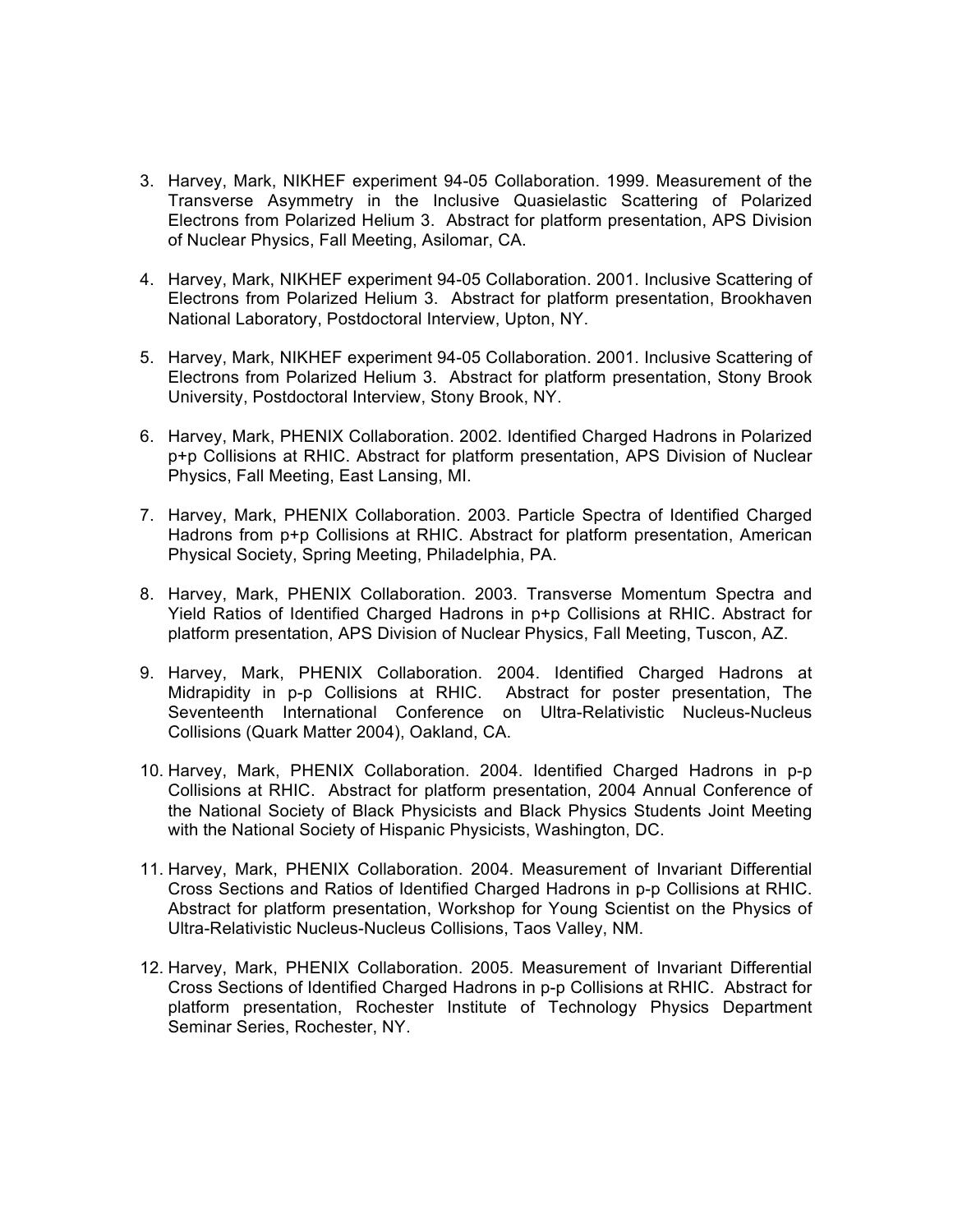3. Harvey, Mark, NIKHEF experiment 94-05 Collaboration. 1999. Measurement of the Transverse Asymmetry in the Inclusive Quasielastic Scattering of Polarized Electrons from Polarized Helium 3. Abstract for platform presentation, APS Division of Nuclear Physics, Fall Meeting, Asilomar, CA.

4. Harvey, Mark, NIKHEF experiment 94-05 Collaboration. 2001. Inclusive Scattering of Electrons from Polarized Helium 3. Abstract for platform presentation, Brookhaven National Laboratory, Postdoctoral Interview, Upton, NY.

5. Harvey, Mark, NIKHEF experiment 94-05 Collaboration. 2001. Inclusive Scattering of Electrons from Polarized Helium 3. Abstract for platform presentation, Stony Brook University, Postdoctoral Interview, Stony Brook, NY.

6. Harvey, Mark, PHENIX Collaboration. 2002. Identified Charged Hadrons in Polarized p+p Collisions at RHIC. Abstract for platform presentation, APS Division of Nuclear Physics, Fall Meeting, East Lansing, MI.

7. Harvey, Mark, PHENIX Collaboration. 2003. Particle Spectra of Identified Charged Hadrons from p+p Collisions at RHIC. Abstract for platform presentation, American Physical Society, Spring Meeting, Philadelphia, PA.

8. Harvey, Mark, PHENIX Collaboration. 2003. Transverse Momentum Spectra and Yield Ratios of Identified Charged Hadrons in p+p Collisions at RHIC. Abstract for platform presentation, APS Division of Nuclear Physics, Fall Meeting, Tuscon, AZ.

9. Harvey, Mark, PHENIX Collaboration. 2004. Identified Charged Hadrons at Midrapidity in p-p Collisions at RHIC. Abstract for poster presentation, The Seventeenth International Conference on Ultra-Relativistic Nucleus-Nucleus Collisions (Quark Matter 2004), Oakland, CA.

10. Harvey, Mark, PHENIX Collaboration. 2004. Identified Charged Hadrons in p-p Collisions at RHIC. Abstract for platform presentation, 2004 Annual Conference of the National Society of Black Physicists and Black Physics Students Joint Meeting with the National Society of Hispanic Physicists, Washington, DC.

11. Harvey, Mark, PHENIX Collaboration. 2004. Measurement of Invariant Differential Cross Sections and Ratios of Identified Charged Hadrons in p-p Collisions at RHIC. Abstract for platform presentation, Workshop for Young Scientist on the Physics of Ultra-Relativistic Nucleus-Nucleus Collisions, Taos Valley, NM.

12. Harvey, Mark, PHENIX Collaboration. 2005. Measurement of Invariant Differential Cross Sections of Identified Charged Hadrons in p-p Collisions at RHIC. Abstract for platform presentation, Rochester Institute of Technology Physics Department Seminar Series, Rochester, NY.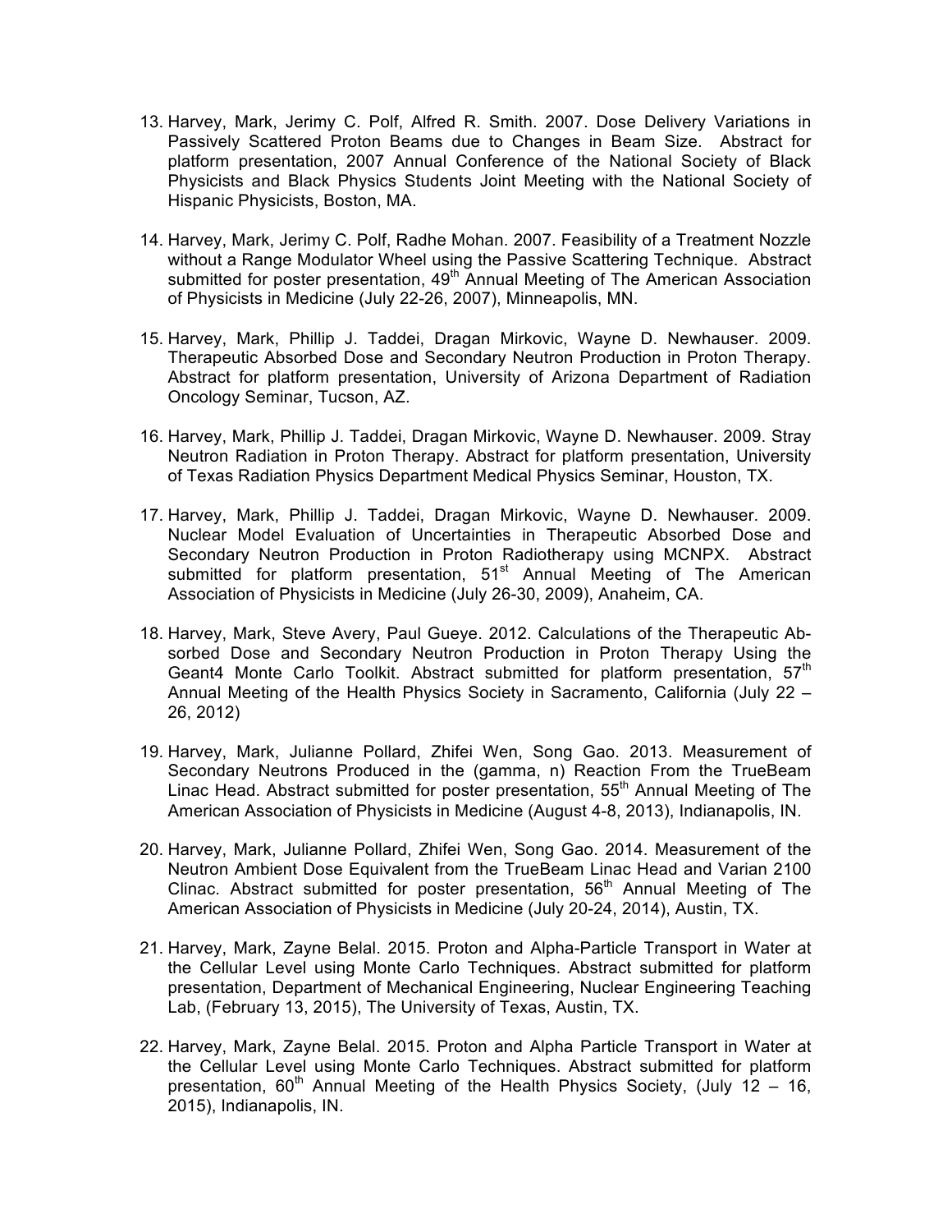13. Harvey, Mark, Jerimy C. Polf, Alfred R. Smith. 2007. Dose Delivery Variations in Passively Scattered Proton Beams due to Changes in Beam Size. Abstract for platform presentation, 2007 Annual Conference of the National Society of Black Physicists and Black Physics Students Joint Meeting with the National Society of Hispanic Physicists, Boston, MA.

14. Harvey, Mark, Jerimy C. Polf, Radhe Mohan. 2007. Feasibility of a Treatment Nozzle without a Range Modulator Wheel using the Passive Scattering Technique. Abstract submitted for poster presentation, 49th Annual Meeting of The American Association of Physicists in Medicine (July 22-26, 2007), Minneapolis, MN.

15. Harvey, Mark, Phillip J. Taddei, Dragan Mirkovic, Wayne D. Newhauser. 2009. Therapeutic Absorbed Dose and Secondary Neutron Production in Proton Therapy. Abstract for platform presentation, University of Arizona Department of Radiation Oncology Seminar, Tucson, AZ.

16. Harvey, Mark, Phillip J. Taddei, Dragan Mirkovic, Wayne D. Newhauser. 2009. Stray Neutron Radiation in Proton Therapy. Abstract for platform presentation, University of Texas Radiation Physics Department Medical Physics Seminar, Houston, TX.

17. Harvey, Mark, Phillip J. Taddei, Dragan Mirkovic, Wayne D. Newhauser. 2009. Nuclear Model Evaluation of Uncertainties in Therapeutic Absorbed Dose and Secondary Neutron Production in Proton Radiotherapy using MCNPX. Abstract submitted for platform presentation, 51st Annual Meeting of The American Association of Physicists in Medicine (July 26-30, 2009), Anaheim, CA.

18. Harvey, Mark, Steve Avery, Paul Gueye. 2012. Calculations of the Therapeutic Absorbed Dose and Secondary Neutron Production in Proton Therapy Using the Geant4 Monte Carlo Toolkit. Abstract submitted for platform presentation, 57th Annual Meeting of the Health Physics Society in Sacramento, California (July 22 – 26, 2012)

19. Harvey, Mark, Julianne Pollard, Zhifei Wen, Song Gao. 2013. Measurement of Secondary Neutrons Produced in the (gamma, n) Reaction From the TrueBeam Linac Head. Abstract submitted for poster presentation, 55th Annual Meeting of The American Association of Physicists in Medicine (August 4-8, 2013), Indianapolis, IN.

20. Harvey, Mark, Julianne Pollard, Zhifei Wen, Song Gao. 2014. Measurement of the Neutron Ambient Dose Equivalent from the TrueBeam Linac Head and Varian 2100 Clinac. Abstract submitted for poster presentation, 56th Annual Meeting of The American Association of Physicists in Medicine (July 20-24, 2014), Austin, TX.

21. Harvey, Mark, Zayne Belal. 2015. Proton and Alpha-Particle Transport in Water at the Cellular Level using Monte Carlo Techniques. Abstract submitted for platform presentation, Department of Mechanical Engineering, Nuclear Engineering Teaching Lab, (February 13, 2015), The University of Texas, Austin, TX.

22. Harvey, Mark, Zayne Belal. 2015. Proton and Alpha Particle Transport in Water at the Cellular Level using Monte Carlo Techniques. Abstract submitted for platform presentation, 60th Annual Meeting of the Health Physics Society, (July 12 – 16, 2015), Indianapolis, IN.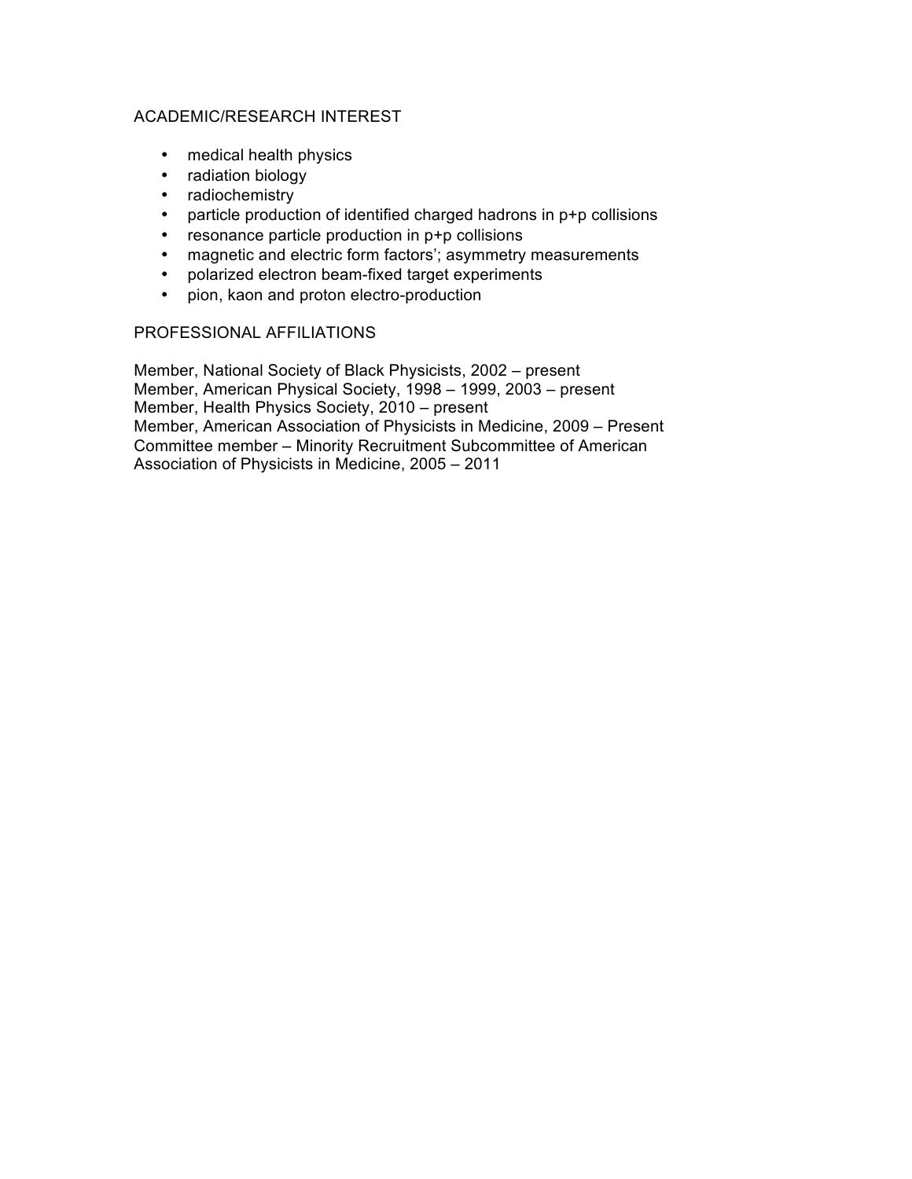## ACADEMIC/RESEARCH INTEREST

- medical health physics
- radiation biology
- radiochemistry
- particle production of identified charged hadrons in p+p collisions
- resonance particle production in p+p collisions
- magnetic and electric form factors'; asymmetry measurements
- polarized electron beam-fixed target experiments
- pion, kaon and proton electro-production

## PROFESSIONAL AFFILIATIONS

Member, National Society of Black Physicists, 2002 – present
Member, American Physical Society, 1998 – 1999, 2003 – present
Member, Health Physics Society, 2010 – present
Member, American Association of Physicists in Medicine, 2009 – Present
Committee member – Minority Recruitment Subcommittee of American Association of Physicists in Medicine, 2005 – 2011